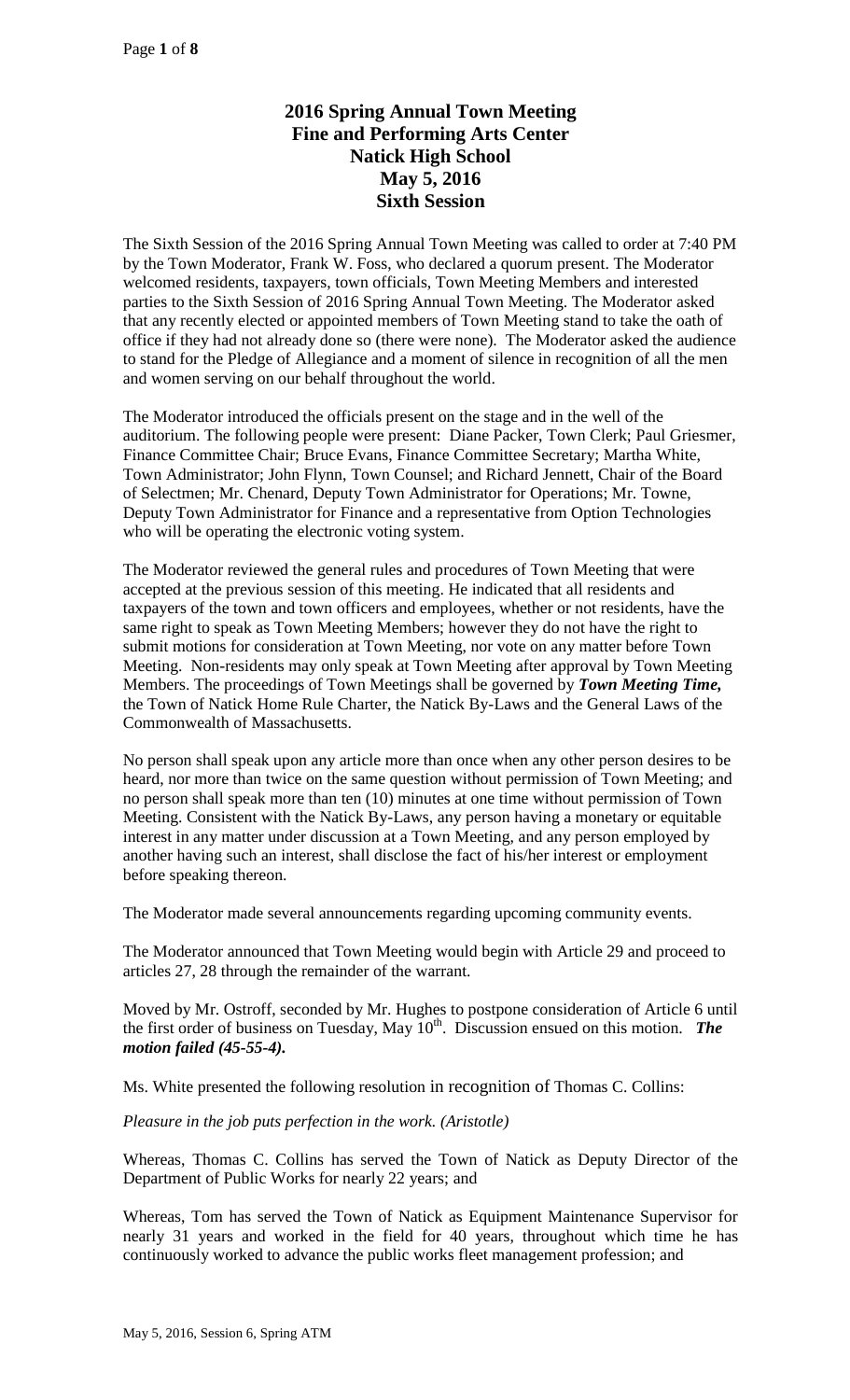# 2016 Spring Annual Town Meeting
## Fine and Performing Arts Center
## Natick High School
## May 5, 2016
## Sixth Session

The Sixth Session of the 2016 Spring Annual Town Meeting was called to order at 7:40 PM by the Town Moderator, Frank W. Foss, who declared a quorum present. The Moderator welcomed residents, taxpayers, town officials, Town Meeting Members and interested parties to the Sixth Session of 2016 Spring Annual Town Meeting. The Moderator asked that any recently elected or appointed members of Town Meeting stand to take the oath of office if they had not already done so (there were none). The Moderator asked the audience to stand for the Pledge of Allegiance and a moment of silence in recognition of all the men and women serving on our behalf throughout the world.

The Moderator introduced the officials present on the stage and in the well of the auditorium. The following people were present: Diane Packer, Town Clerk; Paul Griesmer, Finance Committee Chair; Bruce Evans, Finance Committee Secretary; Martha White, Town Administrator; John Flynn, Town Counsel; and Richard Jennett, Chair of the Board of Selectmen; Mr. Chenard, Deputy Town Administrator for Operations; Mr. Towne, Deputy Town Administrator for Finance and a representative from Option Technologies who will be operating the electronic voting system.

The Moderator reviewed the general rules and procedures of Town Meeting that were accepted at the previous session of this meeting. He indicated that all residents and taxpayers of the town and town officers and employees, whether or not residents, have the same right to speak as Town Meeting Members; however they do not have the right to submit motions for consideration at Town Meeting, nor vote on any matter before Town Meeting. Non-residents may only speak at Town Meeting after approval by Town Meeting Members. The proceedings of Town Meetings shall be governed by ***Town Meeting Time,*** the Town of Natick Home Rule Charter, the Natick By-Laws and the General Laws of the Commonwealth of Massachusetts.

No person shall speak upon any article more than once when any other person desires to be heard, nor more than twice on the same question without permission of Town Meeting; and no person shall speak more than ten (10) minutes at one time without permission of Town Meeting. Consistent with the Natick By-Laws, any person having a monetary or equitable interest in any matter under discussion at a Town Meeting, and any person employed by another having such an interest, shall disclose the fact of his/her interest or employment before speaking thereon.

The Moderator made several announcements regarding upcoming community events.

The Moderator announced that Town Meeting would begin with Article 29 and proceed to articles 27, 28 through the remainder of the warrant.

Moved by Mr. Ostroff, seconded by Mr. Hughes to postpone consideration of Article 6 until the first order of business on Tuesday, May 10th. Discussion ensued on this motion. ***The motion failed (45-55-4).***

Ms. White presented the following resolution in recognition of Thomas C. Collins:

*Pleasure in the job puts perfection in the work. (Aristotle)*

Whereas, Thomas C. Collins has served the Town of Natick as Deputy Director of the Department of Public Works for nearly 22 years; and

Whereas, Tom has served the Town of Natick as Equipment Maintenance Supervisor for nearly 31 years and worked in the field for 40 years, throughout which time he has continuously worked to advance the public works fleet management profession; and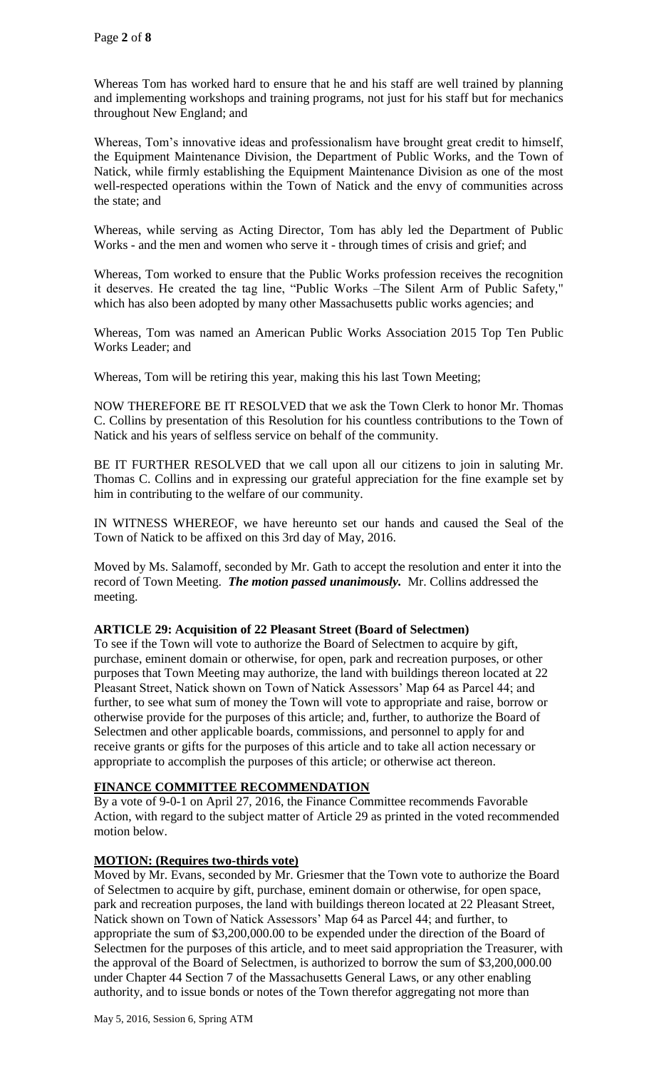Whereas Tom has worked hard to ensure that he and his staff are well trained by planning and implementing workshops and training programs, not just for his staff but for mechanics throughout New England; and

Whereas, Tom's innovative ideas and professionalism have brought great credit to himself, the Equipment Maintenance Division, the Department of Public Works, and the Town of Natick, while firmly establishing the Equipment Maintenance Division as one of the most well-respected operations within the Town of Natick and the envy of communities across the state; and

Whereas, while serving as Acting Director, Tom has ably led the Department of Public Works - and the men and women who serve it - through times of crisis and grief; and

Whereas, Tom worked to ensure that the Public Works profession receives the recognition it deserves. He created the tag line, "Public Works –The Silent Arm of Public Safety," which has also been adopted by many other Massachusetts public works agencies; and

Whereas, Tom was named an American Public Works Association 2015 Top Ten Public Works Leader; and

Whereas, Tom will be retiring this year, making this his last Town Meeting;

NOW THEREFORE BE IT RESOLVED that we ask the Town Clerk to honor Mr. Thomas C. Collins by presentation of this Resolution for his countless contributions to the Town of Natick and his years of selfless service on behalf of the community.

BE IT FURTHER RESOLVED that we call upon all our citizens to join in saluting Mr. Thomas C. Collins and in expressing our grateful appreciation for the fine example set by him in contributing to the welfare of our community.

IN WITNESS WHEREOF, we have hereunto set our hands and caused the Seal of the Town of Natick to be affixed on this 3rd day of May, 2016.

Moved by Ms. Salamoff, seconded by Mr. Gath to accept the resolution and enter it into the record of Town Meeting. ***The motion passed unanimously.*** Mr. Collins addressed the meeting.

**ARTICLE 29: Acquisition of 22 Pleasant Street (Board of Selectmen)**

To see if the Town will vote to authorize the Board of Selectmen to acquire by gift, purchase, eminent domain or otherwise, for open, park and recreation purposes, or other purposes that Town Meeting may authorize, the land with buildings thereon located at 22 Pleasant Street, Natick shown on Town of Natick Assessors' Map 64 as Parcel 44; and further, to see what sum of money the Town will vote to appropriate and raise, borrow or otherwise provide for the purposes of this article; and, further, to authorize the Board of Selectmen and other applicable boards, commissions, and personnel to apply for and receive grants or gifts for the purposes of this article and to take all action necessary or appropriate to accomplish the purposes of this article; or otherwise act thereon.

**FINANCE COMMITTEE RECOMMENDATION**

By a vote of 9-0-1 on April 27, 2016, the Finance Committee recommends Favorable Action, with regard to the subject matter of Article 29 as printed in the voted recommended motion below.

**MOTION: (Requires two-thirds vote)**

Moved by Mr. Evans, seconded by Mr. Griesmer that the Town vote to authorize the Board of Selectmen to acquire by gift, purchase, eminent domain or otherwise, for open space, park and recreation purposes, the land with buildings thereon located at 22 Pleasant Street, Natick shown on Town of Natick Assessors' Map 64 as Parcel 44; and further, to appropriate the sum of $3,200,000.00 to be expended under the direction of the Board of Selectmen for the purposes of this article, and to meet said appropriation the Treasurer, with the approval of the Board of Selectmen, is authorized to borrow the sum of $3,200,000.00 under Chapter 44 Section 7 of the Massachusetts General Laws, or any other enabling authority, and to issue bonds or notes of the Town therefor aggregating not more than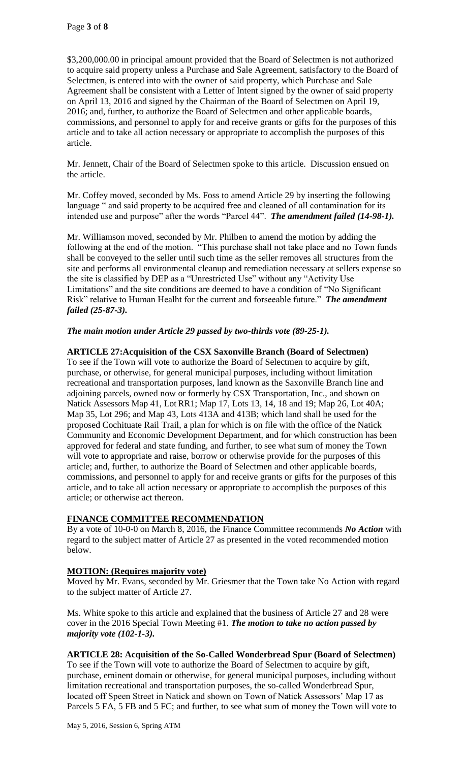$3,200,000.00 in principal amount provided that the Board of Selectmen is not authorized to acquire said property unless a Purchase and Sale Agreement, satisfactory to the Board of Selectmen, is entered into with the owner of said property, which Purchase and Sale Agreement shall be consistent with a Letter of Intent signed by the owner of said property on April 13, 2016 and signed by the Chairman of the Board of Selectmen on April 19, 2016; and, further, to authorize the Board of Selectmen and other applicable boards, commissions, and personnel to apply for and receive grants or gifts for the purposes of this article and to take all action necessary or appropriate to accomplish the purposes of this article.

Mr. Jennett, Chair of the Board of Selectmen spoke to this article. Discussion ensued on the article.

Mr. Coffey moved, seconded by Ms. Foss to amend Article 29 by inserting the following language " and said property to be acquired free and cleaned of all contamination for its intended use and purpose" after the words "Parcel 44". ***The amendment failed (14-98-1).***

Mr. Williamson moved, seconded by Mr. Philben to amend the motion by adding the following at the end of the motion. "This purchase shall not take place and no Town funds shall be conveyed to the seller until such time as the seller removes all structures from the site and performs all environmental cleanup and remediation necessary at sellers expense so the site is classified by DEP as a "Unrestricted Use" without any "Activity Use Limitations" and the site conditions are deemed to have a condition of "No Significant Risk" relative to Human Healht for the current and forseeable future." ***The amendment failed (25-87-3).***

***The main motion under Article 29 passed by two-thirds vote (89-25-1).***

**ARTICLE 27:Acquisition of the CSX Saxonville Branch (Board of Selectmen)**
To see if the Town will vote to authorize the Board of Selectmen to acquire by gift, purchase, or otherwise, for general municipal purposes, including without limitation recreational and transportation purposes, land known as the Saxonville Branch line and adjoining parcels, owned now or formerly by CSX Transportation, Inc., and shown on Natick Assessors Map 41, Lot RR1; Map 17, Lots 13, 14, 18 and 19; Map 26, Lot 40A; Map 35, Lot 296; and Map 43, Lots 413A and 413B; which land shall be used for the proposed Cochituate Rail Trail, a plan for which is on file with the office of the Natick Community and Economic Development Department, and for which construction has been approved for federal and state funding, and further, to see what sum of money the Town will vote to appropriate and raise, borrow or otherwise provide for the purposes of this article; and, further, to authorize the Board of Selectmen and other applicable boards, commissions, and personnel to apply for and receive grants or gifts for the purposes of this article, and to take all action necessary or appropriate to accomplish the purposes of this article; or otherwise act thereon.

**FINANCE COMMITTEE RECOMMENDATION**
By a vote of 10-0-0 on March 8, 2016, the Finance Committee recommends ***No Action*** with regard to the subject matter of Article 27 as presented in the voted recommended motion below.

**MOTION: (Requires majority vote)**
Moved by Mr. Evans, seconded by Mr. Griesmer that the Town take No Action with regard to the subject matter of Article 27.

Ms. White spoke to this article and explained that the business of Article 27 and 28 were cover in the 2016 Special Town Meeting #1. ***The motion to take no action passed by majority vote (102-1-3).***

**ARTICLE 28: Acquisition of the So-Called Wonderbread Spur (Board of Selectmen)**
To see if the Town will vote to authorize the Board of Selectmen to acquire by gift, purchase, eminent domain or otherwise, for general municipal purposes, including without limitation recreational and transportation purposes, the so-called Wonderbread Spur, located off Speen Street in Natick and shown on Town of Natick Assessors' Map 17 as Parcels 5 FA, 5 FB and 5 FC; and further, to see what sum of money the Town will vote to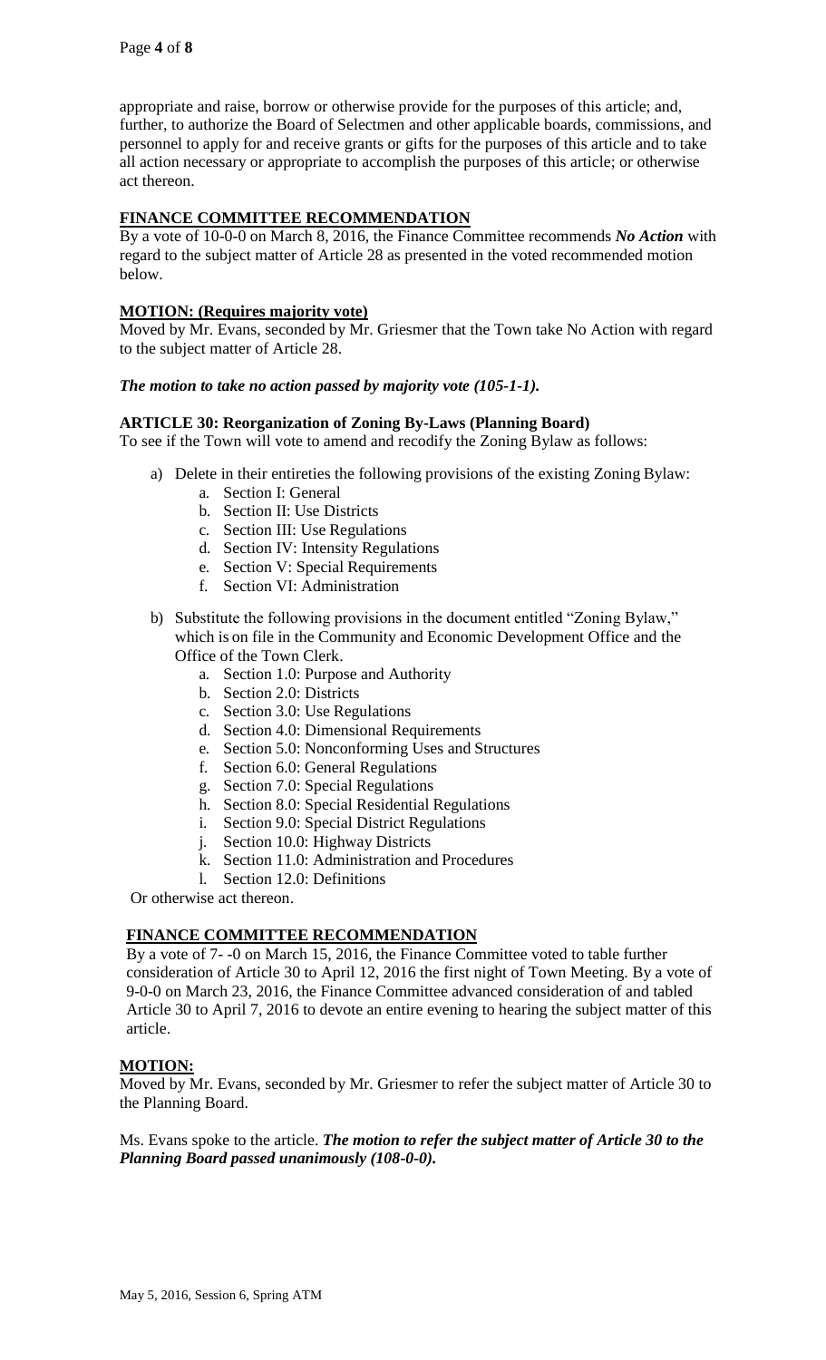appropriate and raise, borrow or otherwise provide for the purposes of this article; and, further, to authorize the Board of Selectmen and other applicable boards, commissions, and personnel to apply for and receive grants or gifts for the purposes of this article and to take all action necessary or appropriate to accomplish the purposes of this article; or otherwise act thereon.

**FINANCE COMMITTEE RECOMMENDATION**

By a vote of 10-0-0 on March 8, 2016, the Finance Committee recommends ***No Action*** with regard to the subject matter of Article 28 as presented in the voted recommended motion below.

**MOTION: (Requires majority vote)**

Moved by Mr. Evans, seconded by Mr. Griesmer that the Town take No Action with regard to the subject matter of Article 28.

***The motion to take no action passed by majority vote (105-1-1).***

**ARTICLE 30: Reorganization of Zoning By-Laws (Planning Board)**

To see if the Town will vote to amend and recodify the Zoning Bylaw as follows:

a) Delete in their entireties the following provisions of the existing Zoning Bylaw:
    a. Section I: General
    b. Section II: Use Districts
    c. Section III: Use Regulations
    d. Section IV: Intensity Regulations
    e. Section V: Special Requirements
    f. Section VI: Administration

b) Substitute the following provisions in the document entitled "Zoning Bylaw," which is on file in the Community and Economic Development Office and the Office of the Town Clerk.
    a. Section 1.0: Purpose and Authority
    b. Section 2.0: Districts
    c. Section 3.0: Use Regulations
    d. Section 4.0: Dimensional Requirements
    e. Section 5.0: Nonconforming Uses and Structures
    f. Section 6.0: General Regulations
    g. Section 7.0: Special Regulations
    h. Section 8.0: Special Residential Regulations
    i. Section 9.0: Special District Regulations
    j. Section 10.0: Highway Districts
    k. Section 11.0: Administration and Procedures
    l. Section 12.0: Definitions

Or otherwise act thereon.

**FINANCE COMMITTEE RECOMMENDATION**

By a vote of 7- -0 on March 15, 2016, the Finance Committee voted to table further consideration of Article 30 to April 12, 2016 the first night of Town Meeting. By a vote of 9-0-0 on March 23, 2016, the Finance Committee advanced consideration of and tabled Article 30 to April 7, 2016 to devote an entire evening to hearing the subject matter of this article.

**MOTION:**

Moved by Mr. Evans, seconded by Mr. Griesmer to refer the subject matter of Article 30 to the Planning Board.

Ms. Evans spoke to the article. ***The motion to refer the subject matter of Article 30 to the Planning Board passed unanimously (108-0-0).***

May 5, 2016, Session 6, Spring ATM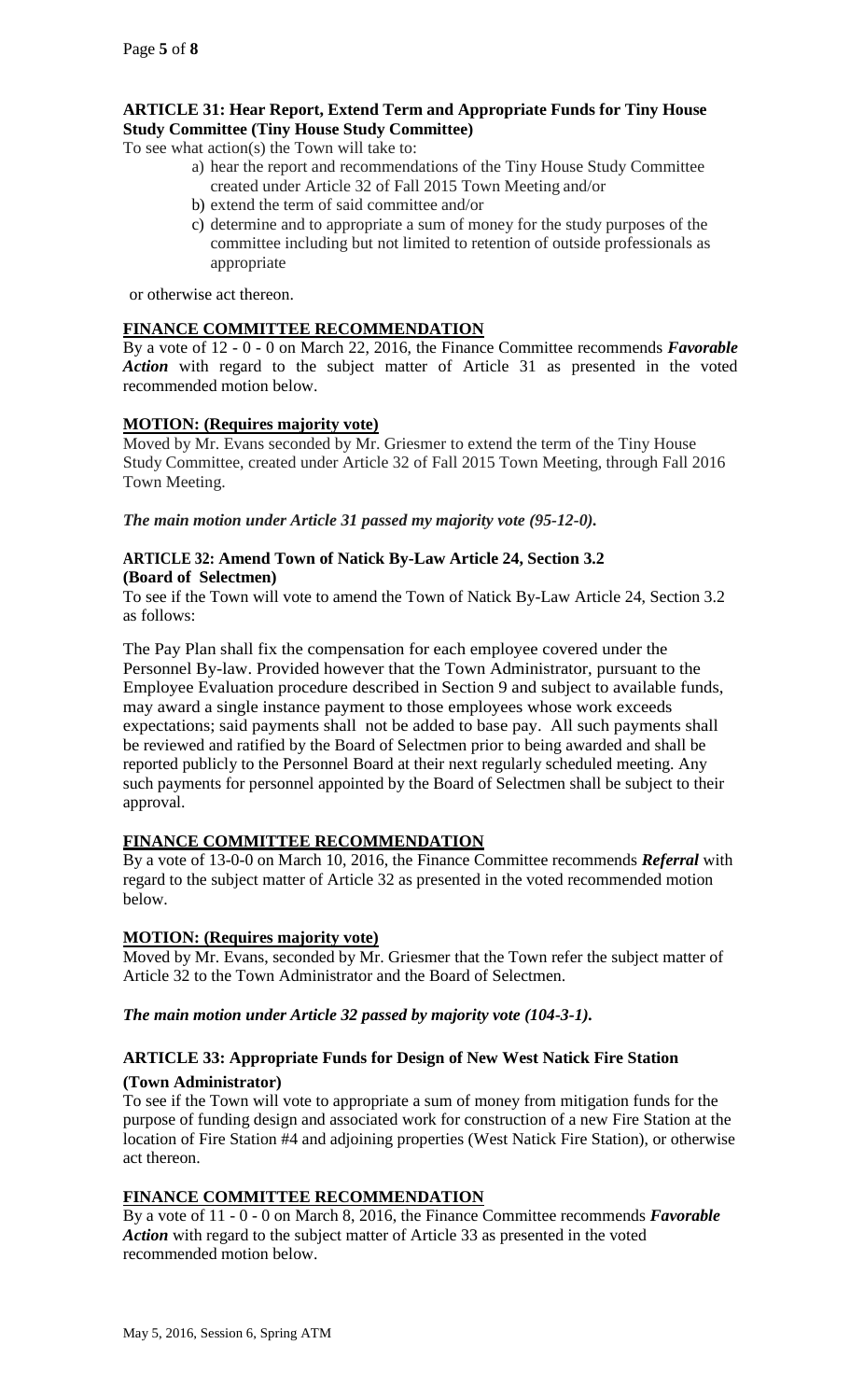**ARTICLE 31: Hear Report, Extend Term and Appropriate Funds for Tiny House Study Committee (Tiny House Study Committee)**

To see what action(s) the Town will take to:

a) hear the report and recommendations of the Tiny House Study Committee created under Article 32 of Fall 2015 Town Meeting and/or
b) extend the term of said committee and/or
c) determine and to appropriate a sum of money for the study purposes of the committee including but not limited to retention of outside professionals as appropriate

or otherwise act thereon.

**FINANCE COMMITTEE RECOMMENDATION**

By a vote of 12 - 0 - 0 on March 22, 2016, the Finance Committee recommends ***Favorable Action*** with regard to the subject matter of Article 31 as presented in the voted recommended motion below.

**MOTION: (Requires majority vote)**

Moved by Mr. Evans seconded by Mr. Griesmer to extend the term of the Tiny House Study Committee, created under Article 32 of Fall 2015 Town Meeting, through Fall 2016 Town Meeting.

***The main motion under Article 31 passed my majority vote (95-12-0).***

**ARTICLE 32: Amend Town of Natick By-Law Article 24, Section 3.2 (Board of Selectmen)**

To see if the Town will vote to amend the Town of Natick By-Law Article 24, Section 3.2 as follows:

The Pay Plan shall fix the compensation for each employee covered under the Personnel By-law. Provided however that the Town Administrator, pursuant to the Employee Evaluation procedure described in Section 9 and subject to available funds, may award a single instance payment to those employees whose work exceeds expectations; said payments shall not be added to base pay. All such payments shall be reviewed and ratified by the Board of Selectmen prior to being awarded and shall be reported publicly to the Personnel Board at their next regularly scheduled meeting. Any such payments for personnel appointed by the Board of Selectmen shall be subject to their approval.

**FINANCE COMMITTEE RECOMMENDATION**

By a vote of 13-0-0 on March 10, 2016, the Finance Committee recommends ***Referral*** with regard to the subject matter of Article 32 as presented in the voted recommended motion below.

**MOTION: (Requires majority vote)**

Moved by Mr. Evans, seconded by Mr. Griesmer that the Town refer the subject matter of Article 32 to the Town Administrator and the Board of Selectmen.

***The main motion under Article 32 passed by majority vote (104-3-1).***

**ARTICLE 33: Appropriate Funds for Design of New West Natick Fire Station (Town Administrator)**

To see if the Town will vote to appropriate a sum of money from mitigation funds for the purpose of funding design and associated work for construction of a new Fire Station at the location of Fire Station #4 and adjoining properties (West Natick Fire Station), or otherwise act thereon.

**FINANCE COMMITTEE RECOMMENDATION**

By a vote of 11 - 0 - 0 on March 8, 2016, the Finance Committee recommends ***Favorable Action*** with regard to the subject matter of Article 33 as presented in the voted recommended motion below.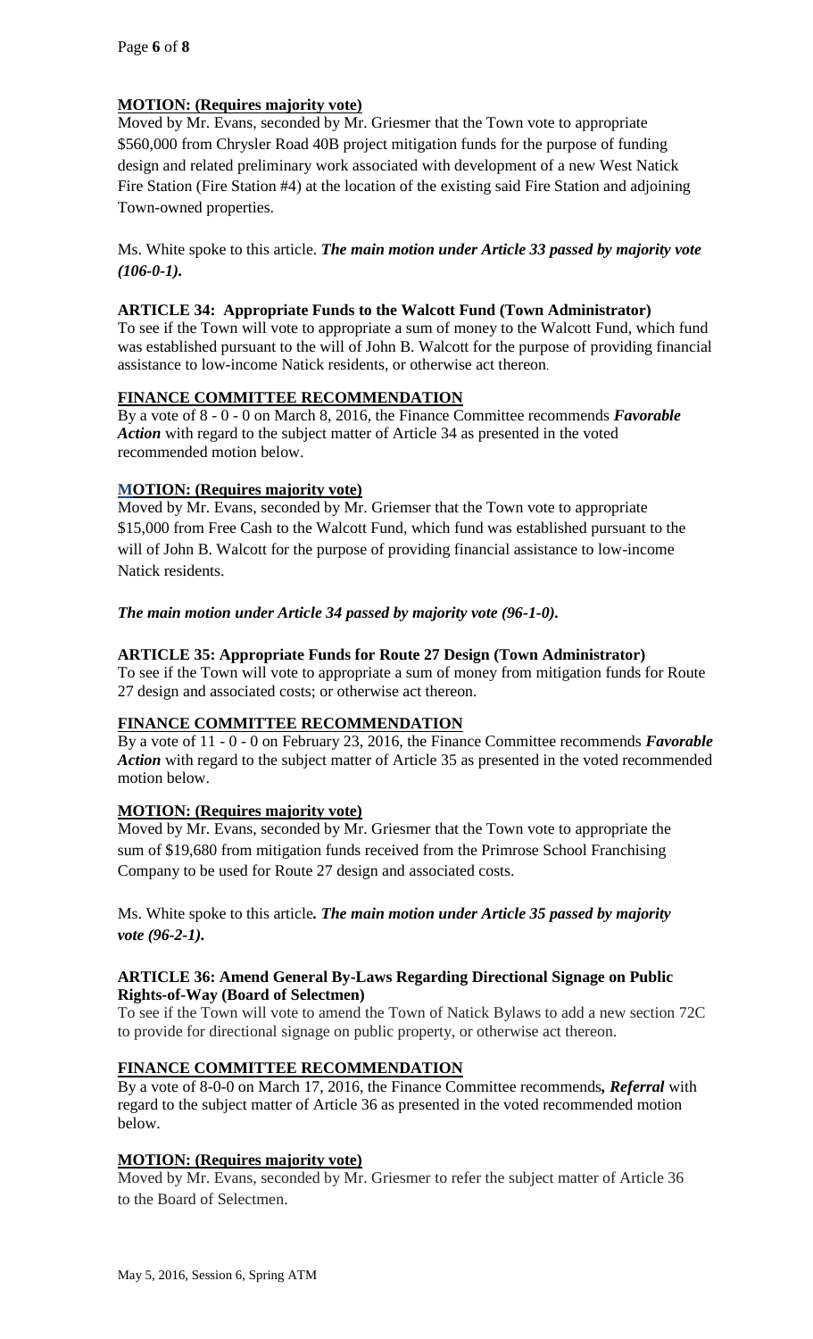**MOTION: (Requires majority vote)**

Moved by Mr. Evans, seconded by Mr. Griesmer that the Town vote to appropriate $560,000 from Chrysler Road 40B project mitigation funds for the purpose of funding design and related preliminary work associated with development of a new West Natick Fire Station (Fire Station #4) at the location of the existing said Fire Station and adjoining Town-owned properties.

Ms. White spoke to this article. ***The main motion under Article 33 passed by majority vote (106-0-1).***

**ARTICLE 34: Appropriate Funds to the Walcott Fund (Town Administrator)**

To see if the Town will vote to appropriate a sum of money to the Walcott Fund, which fund was established pursuant to the will of John B. Walcott for the purpose of providing financial assistance to low-income Natick residents, or otherwise act thereon.

**FINANCE COMMITTEE RECOMMENDATION**

By a vote of 8 - 0 - 0 on March 8, 2016, the Finance Committee recommends ***Favorable Action*** with regard to the subject matter of Article 34 as presented in the voted recommended motion below.

**MOTION: (Requires majority vote)**

Moved by Mr. Evans, seconded by Mr. Griemser that the Town vote to appropriate $15,000 from Free Cash to the Walcott Fund, which fund was established pursuant to the will of John B. Walcott for the purpose of providing financial assistance to low-income Natick residents.

***The main motion under Article 34 passed by majority vote (96-1-0).***

**ARTICLE 35: Appropriate Funds for Route 27 Design (Town Administrator)**

To see if the Town will vote to appropriate a sum of money from mitigation funds for Route 27 design and associated costs; or otherwise act thereon.

**FINANCE COMMITTEE RECOMMENDATION**

By a vote of 11 - 0 - 0 on February 23, 2016, the Finance Committee recommends ***Favorable Action*** with regard to the subject matter of Article 35 as presented in the voted recommended motion below.

**MOTION: (Requires majority vote)**

Moved by Mr. Evans, seconded by Mr. Griesmer that the Town vote to appropriate the sum of $19,680 from mitigation funds received from the Primrose School Franchising Company to be used for Route 27 design and associated costs.

Ms. White spoke to this article***. The main motion under Article 35 passed by majority vote (96-2-1).***

**ARTICLE 36: Amend General By-Laws Regarding Directional Signage on Public Rights-of-Way (Board of Selectmen)**

To see if the Town will vote to amend the Town of Natick Bylaws to add a new section 72C to provide for directional signage on public property, or otherwise act thereon.

**FINANCE COMMITTEE RECOMMENDATION**

By a vote of 8-0-0 on March 17, 2016, the Finance Committee recommends***, Referral*** with regard to the subject matter of Article 36 as presented in the voted recommended motion below.

**MOTION: (Requires majority vote)**

Moved by Mr. Evans, seconded by Mr. Griesmer to refer the subject matter of Article 36 to the Board of Selectmen.

May 5, 2016, Session 6, Spring ATM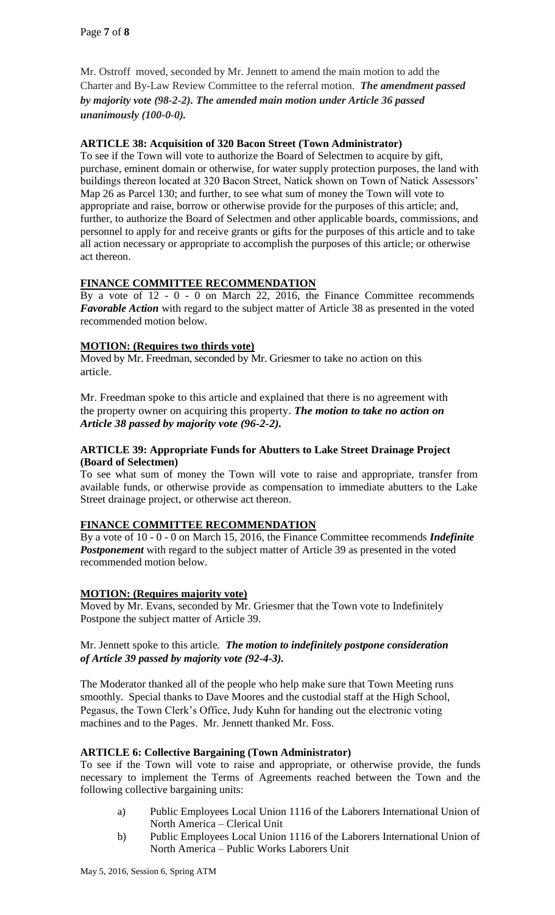Mr. Ostroff moved, seconded by Mr. Jennett to amend the main motion to add the Charter and By-Law Review Committee to the referral motion. ***The amendment passed by majority vote (98-2-2). The amended main motion under Article 36 passed unanimously (100-0-0).***

**ARTICLE 38: Acquisition of 320 Bacon Street (Town Administrator)**

To see if the Town will vote to authorize the Board of Selectmen to acquire by gift, purchase, eminent domain or otherwise, for water supply protection purposes, the land with buildings thereon located at 320 Bacon Street, Natick shown on Town of Natick Assessors' Map 26 as Parcel 130; and further, to see what sum of money the Town will vote to appropriate and raise, borrow or otherwise provide for the purposes of this article; and, further, to authorize the Board of Selectmen and other applicable boards, commissions, and personnel to apply for and receive grants or gifts for the purposes of this article and to take all action necessary or appropriate to accomplish the purposes of this article; or otherwise act thereon.

**FINANCE COMMITTEE RECOMMENDATION**

By a vote of 12 - 0 - 0 on March 22, 2016, the Finance Committee recommends ***Favorable Action*** with regard to the subject matter of Article 38 as presented in the voted recommended motion below.

**MOTION: (Requires two thirds vote)**

Moved by Mr. Freedman, seconded by Mr. Griesmer to take no action on this article.

Mr. Freedman spoke to this article and explained that there is no agreement with the property owner on acquiring this property. ***The motion to take no action on Article 38 passed by majority vote (96-2-2).***

**ARTICLE 39: Appropriate Funds for Abutters to Lake Street Drainage Project (Board of Selectmen)**

To see what sum of money the Town will vote to raise and appropriate, transfer from available funds, or otherwise provide as compensation to immediate abutters to the Lake Street drainage project, or otherwise act thereon.

**FINANCE COMMITTEE RECOMMENDATION**

By a vote of 10 - 0 - 0 on March 15, 2016, the Finance Committee recommends ***Indefinite Postponement*** with regard to the subject matter of Article 39 as presented in the voted recommended motion below.

**MOTION: (Requires majority vote)**

Moved by Mr. Evans, seconded by Mr. Griesmer that the Town vote to Indefinitely Postpone the subject matter of Article 39.

Mr. Jennett spoke to this article. ***The motion to indefinitely postpone consideration of Article 39 passed by majority vote (92-4-3).***

The Moderator thanked all of the people who help make sure that Town Meeting runs smoothly. Special thanks to Dave Moores and the custodial staff at the High School, Pegasus, the Town Clerk's Office, Judy Kuhn for handing out the electronic voting machines and to the Pages. Mr. Jennett thanked Mr. Foss.

**ARTICLE 6: Collective Bargaining (Town Administrator)**

To see if the Town will vote to raise and appropriate, or otherwise provide, the funds necessary to implement the Terms of Agreements reached between the Town and the following collective bargaining units:

a) Public Employees Local Union 1116 of the Laborers International Union of North America – Clerical Unit
b) Public Employees Local Union 1116 of the Laborers International Union of North America – Public Works Laborers Unit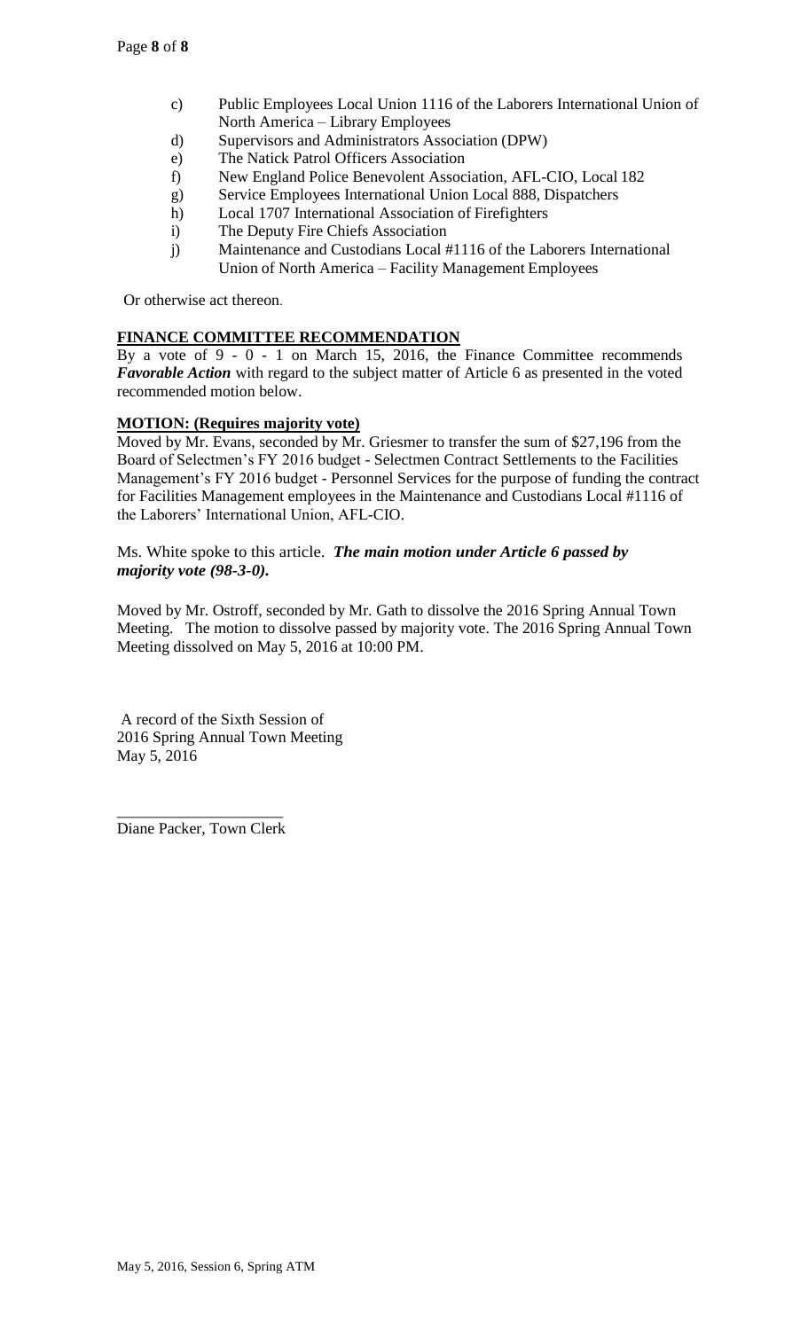c) Public Employees Local Union 1116 of the Laborers International Union of North America – Library Employees
d) Supervisors and Administrators Association (DPW)
e) The Natick Patrol Officers Association
f) New England Police Benevolent Association, AFL-CIO, Local 182
g) Service Employees International Union Local 888, Dispatchers
h) Local 1707 International Association of Firefighters
i) The Deputy Fire Chiefs Association
j) Maintenance and Custodians Local #1116 of the Laborers International Union of North America – Facility Management Employees

Or otherwise act thereon.

**FINANCE COMMITTEE RECOMMENDATION**

By a vote of 9 - 0 - 1 on March 15, 2016, the Finance Committee recommends ***Favorable Action*** with regard to the subject matter of Article 6 as presented in the voted recommended motion below.

**MOTION: (Requires majority vote)**

Moved by Mr. Evans, seconded by Mr. Griesmer to transfer the sum of $27,196 from the Board of Selectmen's FY 2016 budget - Selectmen Contract Settlements to the Facilities Management's FY 2016 budget - Personnel Services for the purpose of funding the contract for Facilities Management employees in the Maintenance and Custodians Local #1116 of the Laborers' International Union, AFL-CIO.

Ms. White spoke to this article. ***The main motion under Article 6 passed by majority vote (98-3-0).***

Moved by Mr. Ostroff, seconded by Mr. Gath to dissolve the 2016 Spring Annual Town Meeting. The motion to dissolve passed by majority vote. The 2016 Spring Annual Town Meeting dissolved on May 5, 2016 at 10:00 PM.

A record of the Sixth Session of
2016 Spring Annual Town Meeting
May 5, 2016

\_\_\_\_\_\_\_\_\_\_\_\_\_\_\_\_\_\_\_\_

Diane Packer, Town Clerk